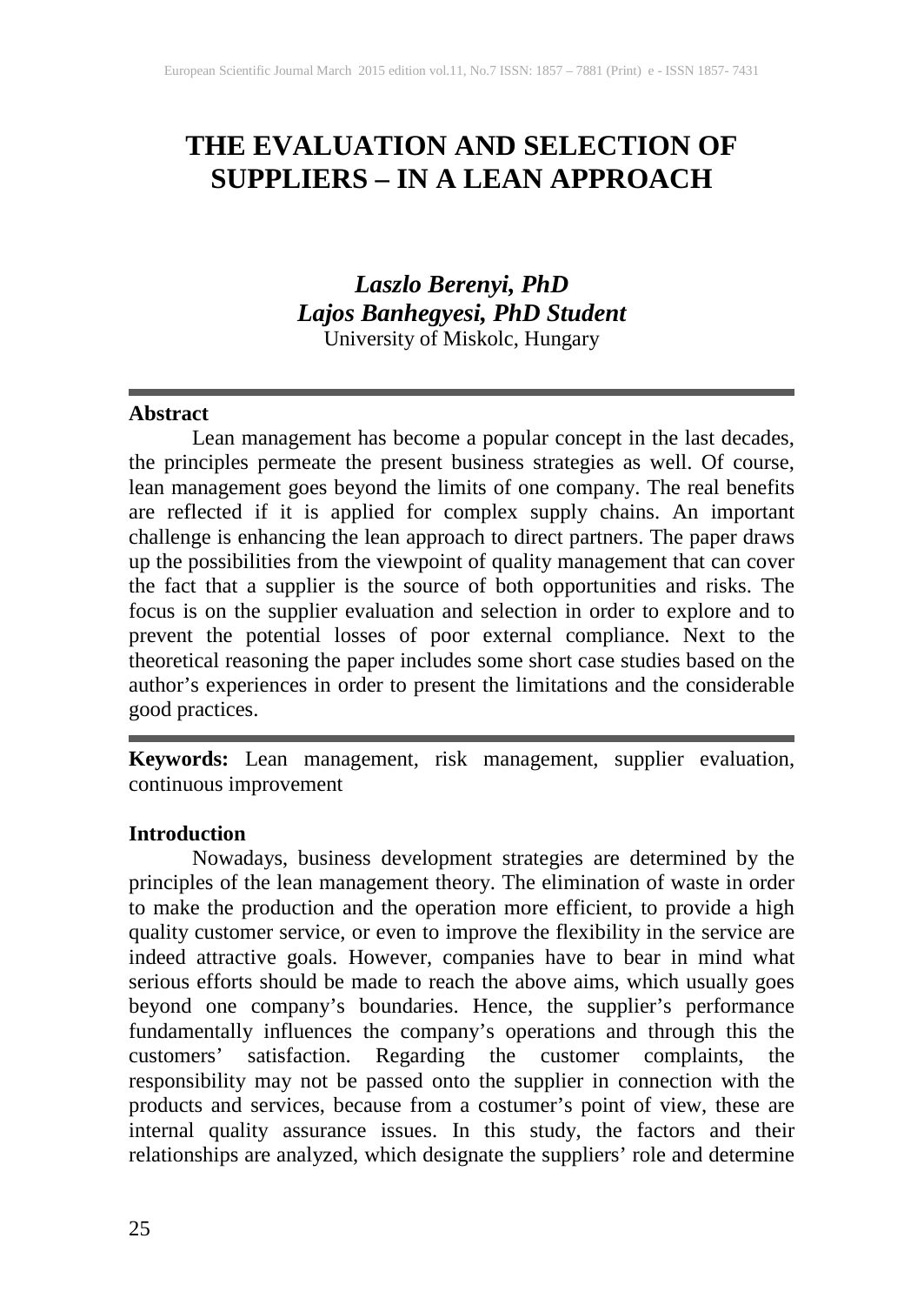# THE EVALUATION AND SELECTION OF SUPPLIERS – IN A LEAN APPROACH

***Laszlo Berenyi, PhD***
***Lajos Banhegyesi, PhD Student***
University of Miskolc, Hungary

---

**Abstract**

Lean management has become a popular concept in the last decades, the principles permeate the present business strategies as well. Of course, lean management goes beyond the limits of one company. The real benefits are reflected if it is applied for complex supply chains. An important challenge is enhancing the lean approach to direct partners. The paper draws up the possibilities from the viewpoint of quality management that can cover the fact that a supplier is the source of both opportunities and risks. The focus is on the supplier evaluation and selection in order to explore and to prevent the potential losses of poor external compliance. Next to the theoretical reasoning the paper includes some short case studies based on the author's experiences in order to present the limitations and the considerable good practices.

---

**Keywords:** Lean management, risk management, supplier evaluation, continuous improvement

**Introduction**

Nowadays, business development strategies are determined by the principles of the lean management theory. The elimination of waste in order to make the production and the operation more efficient, to provide a high quality customer service, or even to improve the flexibility in the service are indeed attractive goals. However, companies have to bear in mind what serious efforts should be made to reach the above aims, which usually goes beyond one company's boundaries. Hence, the supplier's performance fundamentally influences the company's operations and through this the customers' satisfaction. Regarding the customer complaints, the responsibility may not be passed onto the supplier in connection with the products and services, because from a costumer's point of view, these are internal quality assurance issues. In this study, the factors and their relationships are analyzed, which designate the suppliers' role and determine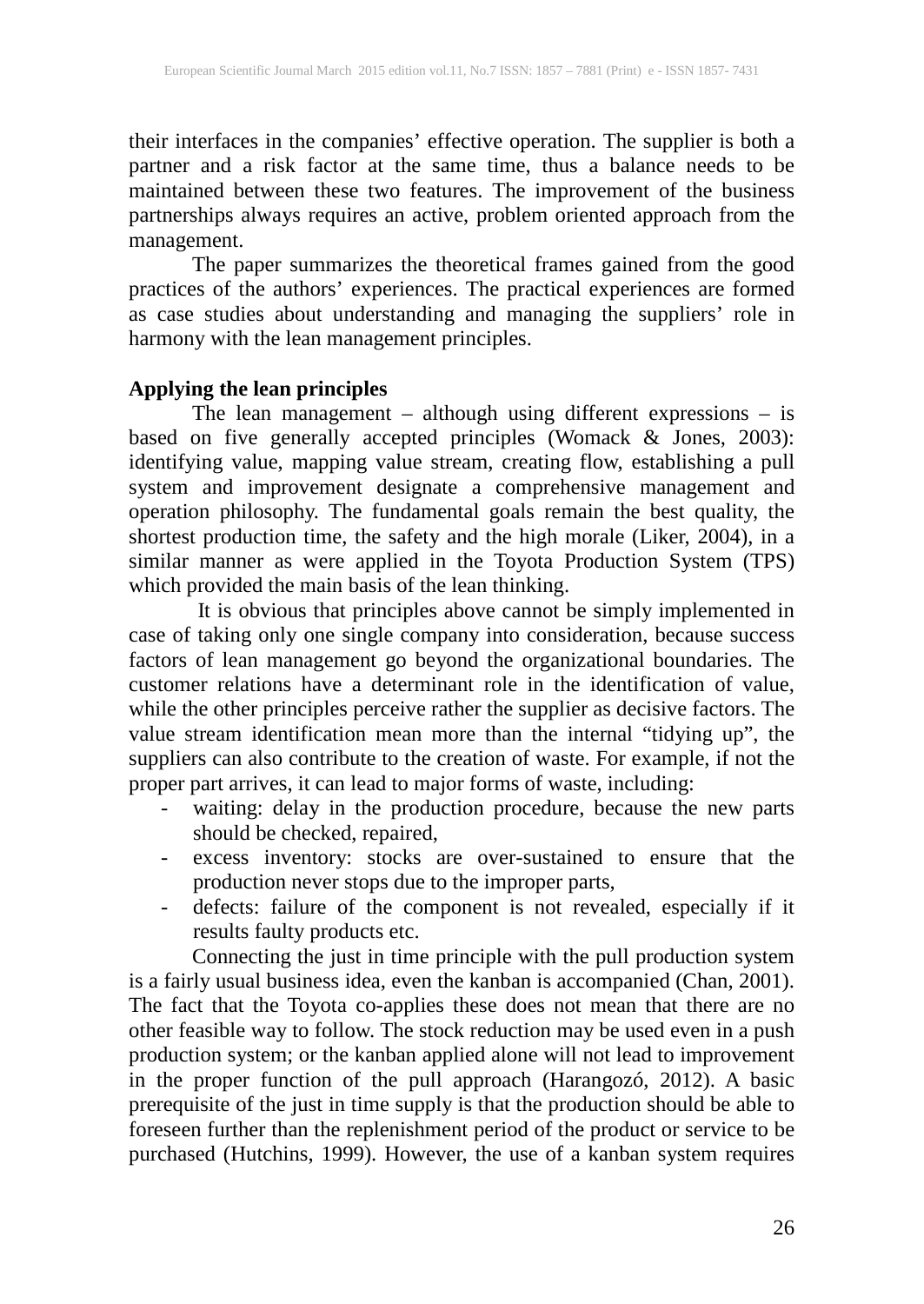their interfaces in the companies' effective operation. The supplier is both a partner and a risk factor at the same time, thus a balance needs to be maintained between these two features. The improvement of the business partnerships always requires an active, problem oriented approach from the management.

The paper summarizes the theoretical frames gained from the good practices of the authors' experiences. The practical experiences are formed as case studies about understanding and managing the suppliers' role in harmony with the lean management principles.

## Applying the lean principles

The lean management – although using different expressions – is based on five generally accepted principles (Womack & Jones, 2003): identifying value, mapping value stream, creating flow, establishing a pull system and improvement designate a comprehensive management and operation philosophy. The fundamental goals remain the best quality, the shortest production time, the safety and the high morale (Liker, 2004), in a similar manner as were applied in the Toyota Production System (TPS) which provided the main basis of the lean thinking.

It is obvious that principles above cannot be simply implemented in case of taking only one single company into consideration, because success factors of lean management go beyond the organizational boundaries. The customer relations have a determinant role in the identification of value, while the other principles perceive rather the supplier as decisive factors. The value stream identification mean more than the internal "tidying up", the suppliers can also contribute to the creation of waste. For example, if not the proper part arrives, it can lead to major forms of waste, including:

- waiting: delay in the production procedure, because the new parts should be checked, repaired,
- excess inventory: stocks are over-sustained to ensure that the production never stops due to the improper parts,
- defects: failure of the component is not revealed, especially if it results faulty products etc.

Connecting the just in time principle with the pull production system is a fairly usual business idea, even the kanban is accompanied (Chan, 2001). The fact that the Toyota co-applies these does not mean that there are no other feasible way to follow. The stock reduction may be used even in a push production system; or the kanban applied alone will not lead to improvement in the proper function of the pull approach (Harangozó, 2012). A basic prerequisite of the just in time supply is that the production should be able to foreseen further than the replenishment period of the product or service to be purchased (Hutchins, 1999). However, the use of a kanban system requires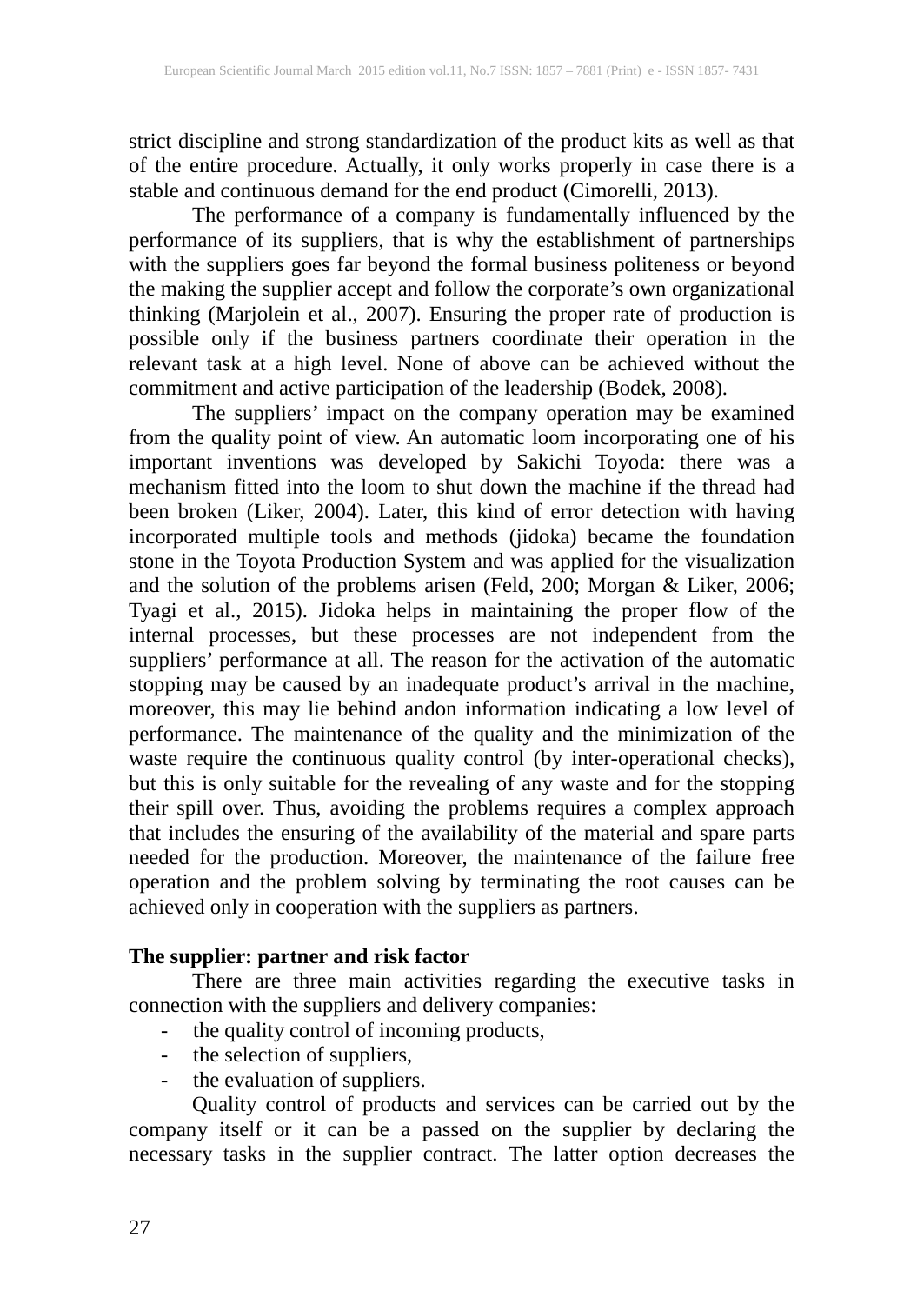strict discipline and strong standardization of the product kits as well as that of the entire procedure. Actually, it only works properly in case there is a stable and continuous demand for the end product (Cimorelli, 2013).

The performance of a company is fundamentally influenced by the performance of its suppliers, that is why the establishment of partnerships with the suppliers goes far beyond the formal business politeness or beyond the making the supplier accept and follow the corporate's own organizational thinking (Marjolein et al., 2007). Ensuring the proper rate of production is possible only if the business partners coordinate their operation in the relevant task at a high level. None of above can be achieved without the commitment and active participation of the leadership (Bodek, 2008).

The suppliers' impact on the company operation may be examined from the quality point of view. An automatic loom incorporating one of his important inventions was developed by Sakichi Toyoda: there was a mechanism fitted into the loom to shut down the machine if the thread had been broken (Liker, 2004). Later, this kind of error detection with having incorporated multiple tools and methods (jidoka) became the foundation stone in the Toyota Production System and was applied for the visualization and the solution of the problems arisen (Feld, 200; Morgan & Liker, 2006; Tyagi et al., 2015). Jidoka helps in maintaining the proper flow of the internal processes, but these processes are not independent from the suppliers' performance at all. The reason for the activation of the automatic stopping may be caused by an inadequate product's arrival in the machine, moreover, this may lie behind andon information indicating a low level of performance. The maintenance of the quality and the minimization of the waste require the continuous quality control (by inter-operational checks), but this is only suitable for the revealing of any waste and for the stopping their spill over. Thus, avoiding the problems requires a complex approach that includes the ensuring of the availability of the material and spare parts needed for the production. Moreover, the maintenance of the failure free operation and the problem solving by terminating the root causes can be achieved only in cooperation with the suppliers as partners.

**The supplier: partner and risk factor**

There are three main activities regarding the executive tasks in connection with the suppliers and delivery companies:

- the quality control of incoming products,
- the selection of suppliers,
- the evaluation of suppliers.

Quality control of products and services can be carried out by the company itself or it can be a passed on the supplier by declaring the necessary tasks in the supplier contract. The latter option decreases the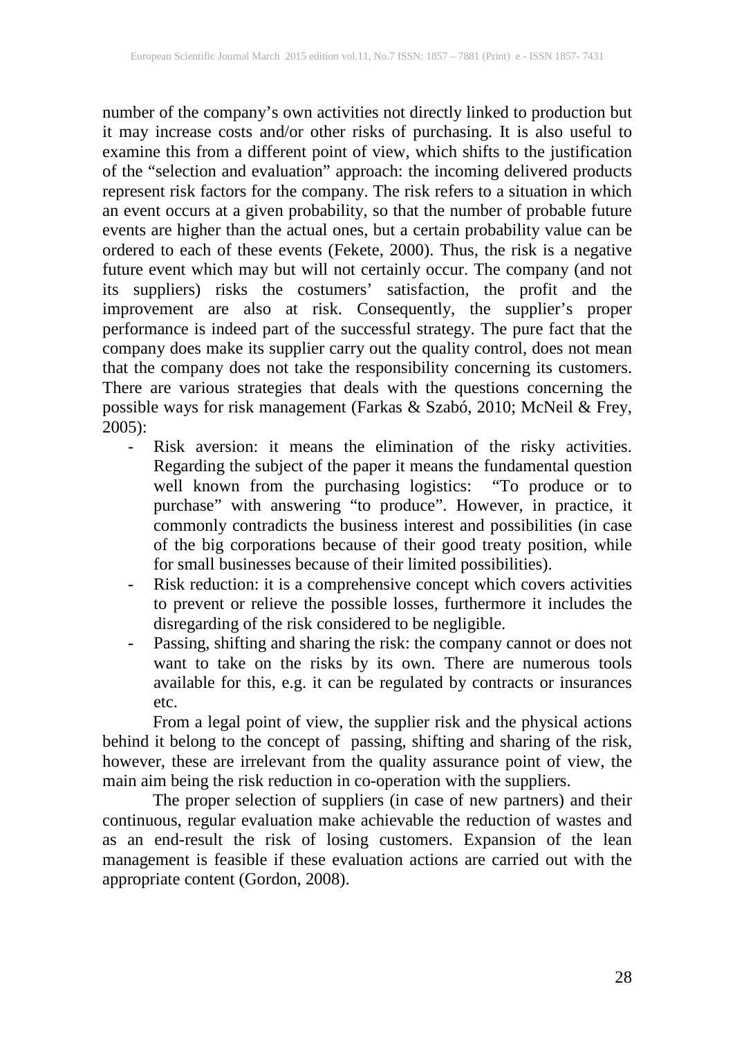number of the company's own activities not directly linked to production but it may increase costs and/or other risks of purchasing. It is also useful to examine this from a different point of view, which shifts to the justification of the "selection and evaluation" approach: the incoming delivered products represent risk factors for the company. The risk refers to a situation in which an event occurs at a given probability, so that the number of probable future events are higher than the actual ones, but a certain probability value can be ordered to each of these events (Fekete, 2000). Thus, the risk is a negative future event which may but will not certainly occur. The company (and not its suppliers) risks the costumers' satisfaction, the profit and the improvement are also at risk. Consequently, the supplier's proper performance is indeed part of the successful strategy. The pure fact that the company does make its supplier carry out the quality control, does not mean that the company does not take the responsibility concerning its customers. There are various strategies that deals with the questions concerning the possible ways for risk management (Farkas & Szabó, 2010; McNeil & Frey, 2005):

- Risk aversion: it means the elimination of the risky activities. Regarding the subject of the paper it means the fundamental question well known from the purchasing logistics: "To produce or to purchase" with answering "to produce". However, in practice, it commonly contradicts the business interest and possibilities (in case of the big corporations because of their good treaty position, while for small businesses because of their limited possibilities).
- Risk reduction: it is a comprehensive concept which covers activities to prevent or relieve the possible losses, furthermore it includes the disregarding of the risk considered to be negligible.
- Passing, shifting and sharing the risk: the company cannot or does not want to take on the risks by its own. There are numerous tools available for this, e.g. it can be regulated by contracts or insurances etc.

From a legal point of view, the supplier risk and the physical actions behind it belong to the concept of passing, shifting and sharing of the risk, however, these are irrelevant from the quality assurance point of view, the main aim being the risk reduction in co-operation with the suppliers.

The proper selection of suppliers (in case of new partners) and their continuous, regular evaluation make achievable the reduction of wastes and as an end-result the risk of losing customers. Expansion of the lean management is feasible if these evaluation actions are carried out with the appropriate content (Gordon, 2008).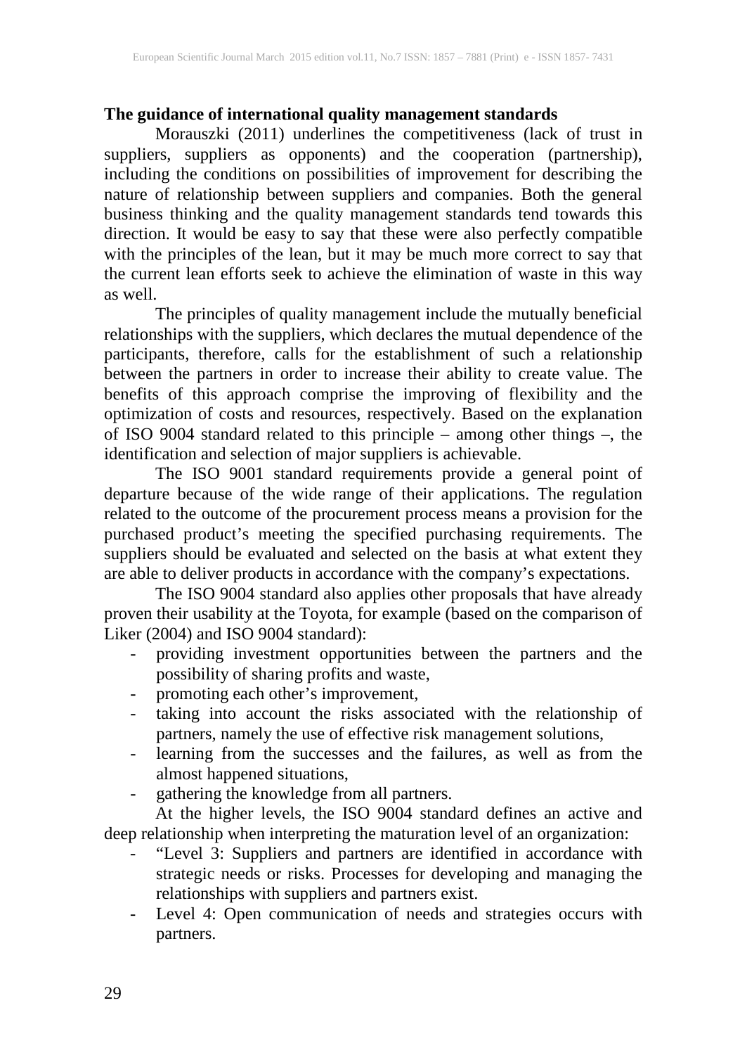**The guidance of international quality management standards**

Morauszki (2011) underlines the competitiveness (lack of trust in suppliers, suppliers as opponents) and the cooperation (partnership), including the conditions on possibilities of improvement for describing the nature of relationship between suppliers and companies. Both the general business thinking and the quality management standards tend towards this direction. It would be easy to say that these were also perfectly compatible with the principles of the lean, but it may be much more correct to say that the current lean efforts seek to achieve the elimination of waste in this way as well.

The principles of quality management include the mutually beneficial relationships with the suppliers, which declares the mutual dependence of the participants, therefore, calls for the establishment of such a relationship between the partners in order to increase their ability to create value. The benefits of this approach comprise the improving of flexibility and the optimization of costs and resources, respectively. Based on the explanation of ISO 9004 standard related to this principle – among other things –, the identification and selection of major suppliers is achievable.

The ISO 9001 standard requirements provide a general point of departure because of the wide range of their applications. The regulation related to the outcome of the procurement process means a provision for the purchased product's meeting the specified purchasing requirements. The suppliers should be evaluated and selected on the basis at what extent they are able to deliver products in accordance with the company's expectations.

The ISO 9004 standard also applies other proposals that have already proven their usability at the Toyota, for example (based on the comparison of Liker (2004) and ISO 9004 standard):

- providing investment opportunities between the partners and the possibility of sharing profits and waste,
- promoting each other's improvement,
- taking into account the risks associated with the relationship of partners, namely the use of effective risk management solutions,
- learning from the successes and the failures, as well as from the almost happened situations,
- gathering the knowledge from all partners.

At the higher levels, the ISO 9004 standard defines an active and deep relationship when interpreting the maturation level of an organization:

- "Level 3: Suppliers and partners are identified in accordance with strategic needs or risks. Processes for developing and managing the relationships with suppliers and partners exist.
- Level 4: Open communication of needs and strategies occurs with partners.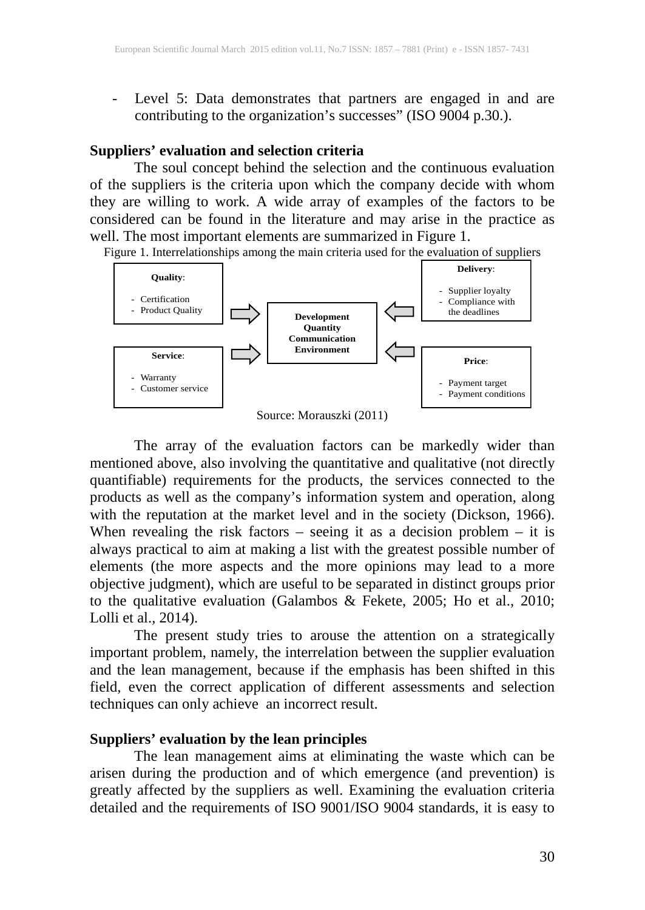- Level 5: Data demonstrates that partners are engaged in and are contributing to the organization's successes" (ISO 9004 p.30.).

## Suppliers' evaluation and selection criteria

The soul concept behind the selection and the continuous evaluation of the suppliers is the criteria upon which the company decide with whom they are willing to work. A wide array of examples of the factors to be considered can be found in the literature and may arise in the practice as well. The most important elements are summarized in Figure 1.

Figure 1. Interrelationships among the main criteria used for the evaluation of suppliers

**Quality**:
- Certification
- Product Quality

**Service**:
- Warranty
- Customer service

**Delivery**:
- Supplier loyalty
- Compliance with the deadlines

**Price**:
- Payment target
- Payment conditions

**Development**
**Quantity**
**Communication**
**Environment**

Source: Morauszki (2011)

The array of the evaluation factors can be markedly wider than mentioned above, also involving the quantitative and qualitative (not directly quantifiable) requirements for the products, the services connected to the products as well as the company's information system and operation, along with the reputation at the market level and in the society (Dickson, 1966). When revealing the risk factors – seeing it as a decision problem – it is always practical to aim at making a list with the greatest possible number of elements (the more aspects and the more opinions may lead to a more objective judgment), which are useful to be separated in distinct groups prior to the qualitative evaluation (Galambos & Fekete, 2005; Ho et al., 2010; Lolli et al., 2014).

The present study tries to arouse the attention on a strategically important problem, namely, the interrelation between the supplier evaluation and the lean management, because if the emphasis has been shifted in this field, even the correct application of different assessments and selection techniques can only achieve an incorrect result.

## Suppliers' evaluation by the lean principles

The lean management aims at eliminating the waste which can be arisen during the production and of which emergence (and prevention) is greatly affected by the suppliers as well. Examining the evaluation criteria detailed and the requirements of ISO 9001/ISO 9004 standards, it is easy to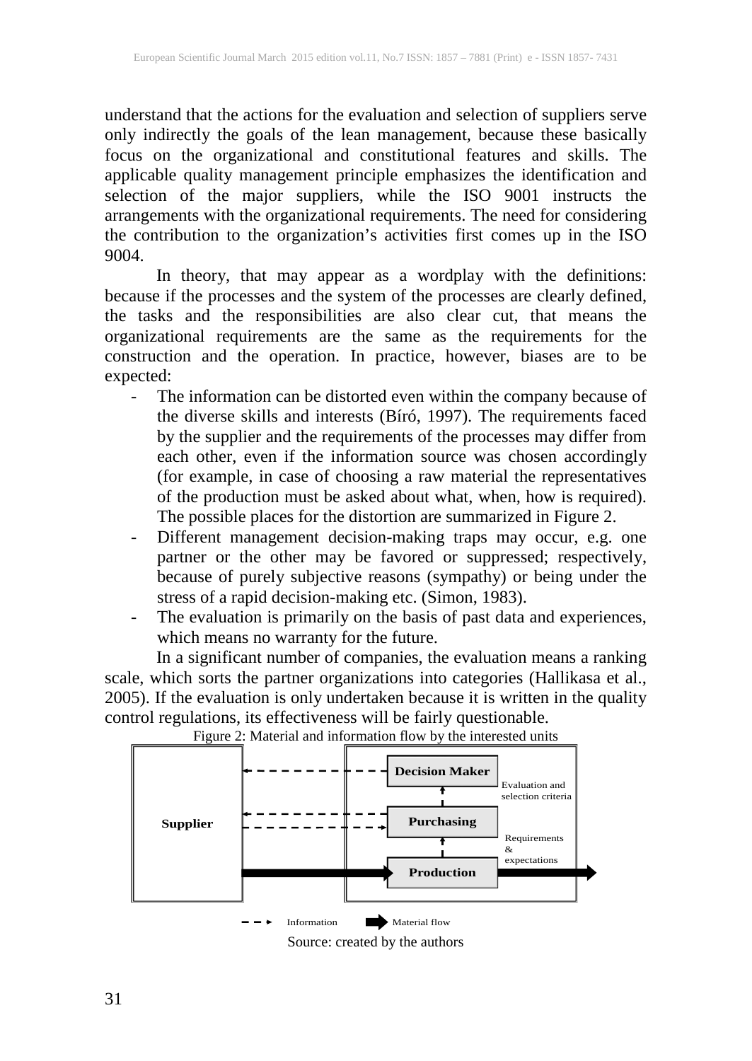understand that the actions for the evaluation and selection of suppliers serve only indirectly the goals of the lean management, because these basically focus on the organizational and constitutional features and skills. The applicable quality management principle emphasizes the identification and selection of the major suppliers, while the ISO 9001 instructs the arrangements with the organizational requirements. The need for considering the contribution to the organization's activities first comes up in the ISO 9004.

In theory, that may appear as a wordplay with the definitions: because if the processes and the system of the processes are clearly defined, the tasks and the responsibilities are also clear cut, that means the organizational requirements are the same as the requirements for the construction and the operation. In practice, however, biases are to be expected:

- The information can be distorted even within the company because of the diverse skills and interests (Bíró, 1997). The requirements faced by the supplier and the requirements of the processes may differ from each other, even if the information source was chosen accordingly (for example, in case of choosing a raw material the representatives of the production must be asked about what, when, how is required). The possible places for the distortion are summarized in Figure 2.
- Different management decision-making traps may occur, e.g. one partner or the other may be favored or suppressed; respectively, because of purely subjective reasons (sympathy) or being under the stress of a rapid decision-making etc. (Simon, 1983).
- The evaluation is primarily on the basis of past data and experiences, which means no warranty for the future.

In a significant number of companies, the evaluation means a ranking scale, which sorts the partner organizations into categories (Hallikasa et al., 2005). If the evaluation is only undertaken because it is written in the quality control regulations, its effectiveness will be fairly questionable.

Figure 2: Material and information flow by the interested units

Supplier | Decision Maker | Evaluation and selection criteria | Purchasing | Requirements & expectations | Production

Information | Material flow

Source: created by the authors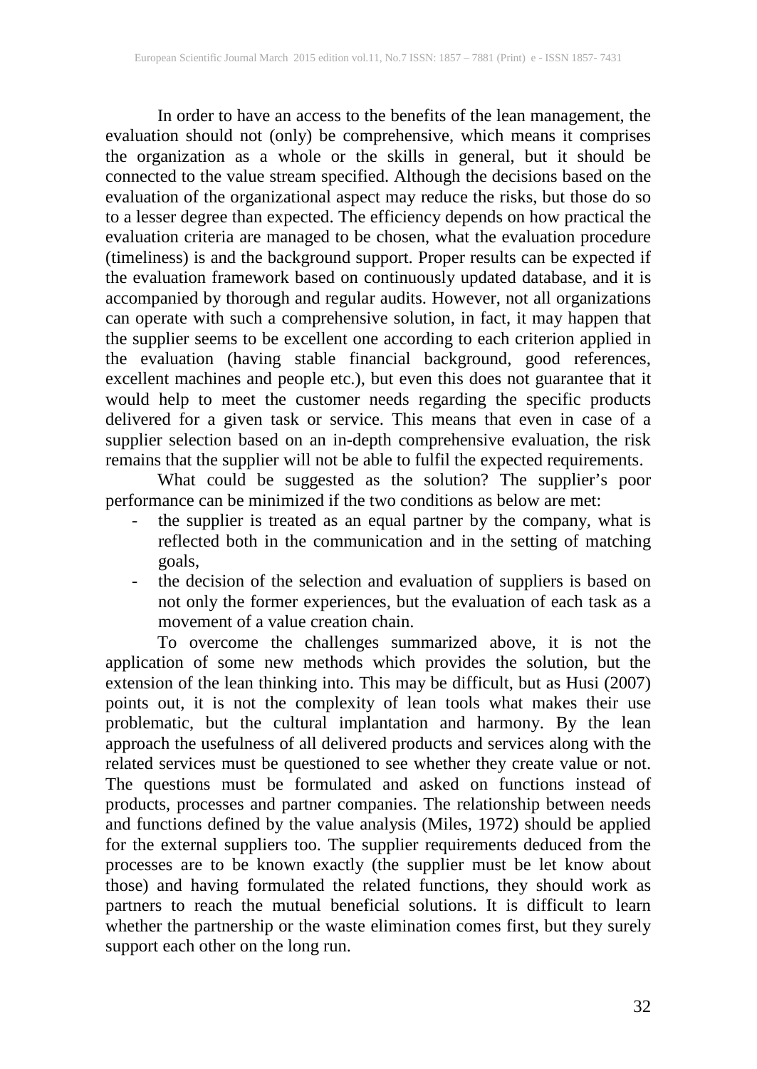In order to have an access to the benefits of the lean management, the evaluation should not (only) be comprehensive, which means it comprises the organization as a whole or the skills in general, but it should be connected to the value stream specified. Although the decisions based on the evaluation of the organizational aspect may reduce the risks, but those do so to a lesser degree than expected. The efficiency depends on how practical the evaluation criteria are managed to be chosen, what the evaluation procedure (timeliness) is and the background support. Proper results can be expected if the evaluation framework based on continuously updated database, and it is accompanied by thorough and regular audits. However, not all organizations can operate with such a comprehensive solution, in fact, it may happen that the supplier seems to be excellent one according to each criterion applied in the evaluation (having stable financial background, good references, excellent machines and people etc.), but even this does not guarantee that it would help to meet the customer needs regarding the specific products delivered for a given task or service. This means that even in case of a supplier selection based on an in-depth comprehensive evaluation, the risk remains that the supplier will not be able to fulfil the expected requirements.

What could be suggested as the solution? The supplier's poor performance can be minimized if the two conditions as below are met:

- the supplier is treated as an equal partner by the company, what is reflected both in the communication and in the setting of matching goals,
- the decision of the selection and evaluation of suppliers is based on not only the former experiences, but the evaluation of each task as a movement of a value creation chain.

To overcome the challenges summarized above, it is not the application of some new methods which provides the solution, but the extension of the lean thinking into. This may be difficult, but as Husi (2007) points out, it is not the complexity of lean tools what makes their use problematic, but the cultural implantation and harmony. By the lean approach the usefulness of all delivered products and services along with the related services must be questioned to see whether they create value or not. The questions must be formulated and asked on functions instead of products, processes and partner companies. The relationship between needs and functions defined by the value analysis (Miles, 1972) should be applied for the external suppliers too. The supplier requirements deduced from the processes are to be known exactly (the supplier must be let know about those) and having formulated the related functions, they should work as partners to reach the mutual beneficial solutions. It is difficult to learn whether the partnership or the waste elimination comes first, but they surely support each other on the long run.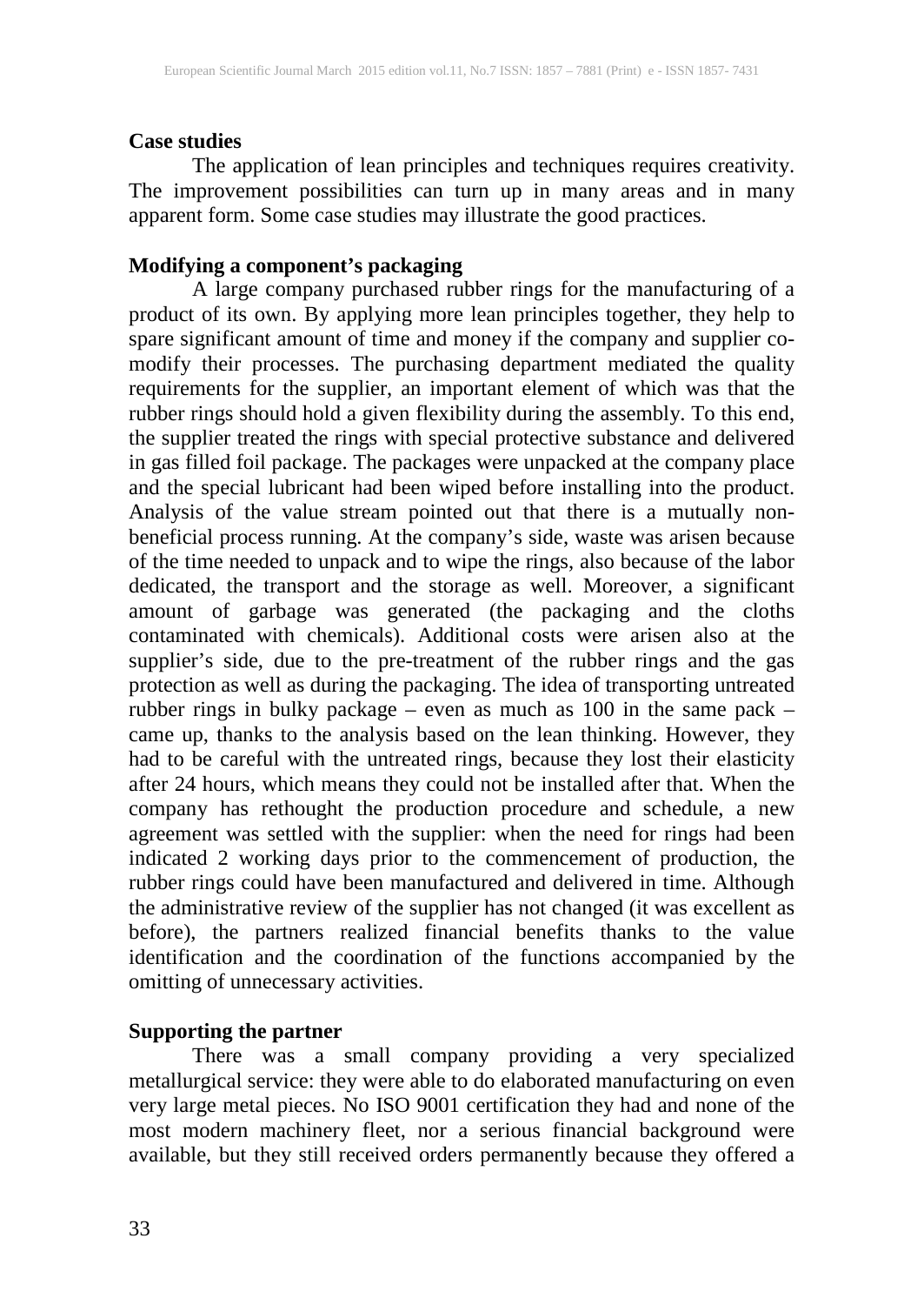## Case studies

The application of lean principles and techniques requires creativity. The improvement possibilities can turn up in many areas and in many apparent form. Some case studies may illustrate the good practices.

### Modifying a component's packaging

A large company purchased rubber rings for the manufacturing of a product of its own. By applying more lean principles together, they help to spare significant amount of time and money if the company and supplier co-modify their processes. The purchasing department mediated the quality requirements for the supplier, an important element of which was that the rubber rings should hold a given flexibility during the assembly. To this end, the supplier treated the rings with special protective substance and delivered in gas filled foil package. The packages were unpacked at the company place and the special lubricant had been wiped before installing into the product. Analysis of the value stream pointed out that there is a mutually non-beneficial process running. At the company's side, waste was arisen because of the time needed to unpack and to wipe the rings, also because of the labor dedicated, the transport and the storage as well. Moreover, a significant amount of garbage was generated (the packaging and the cloths contaminated with chemicals). Additional costs were arisen also at the supplier's side, due to the pre-treatment of the rubber rings and the gas protection as well as during the packaging. The idea of transporting untreated rubber rings in bulky package – even as much as 100 in the same pack – came up, thanks to the analysis based on the lean thinking. However, they had to be careful with the untreated rings, because they lost their elasticity after 24 hours, which means they could not be installed after that. When the company has rethought the production procedure and schedule, a new agreement was settled with the supplier: when the need for rings had been indicated 2 working days prior to the commencement of production, the rubber rings could have been manufactured and delivered in time. Although the administrative review of the supplier has not changed (it was excellent as before), the partners realized financial benefits thanks to the value identification and the coordination of the functions accompanied by the omitting of unnecessary activities.

### Supporting the partner

There was a small company providing a very specialized metallurgical service: they were able to do elaborated manufacturing on even very large metal pieces. No ISO 9001 certification they had and none of the most modern machinery fleet, nor a serious financial background were available, but they still received orders permanently because they offered a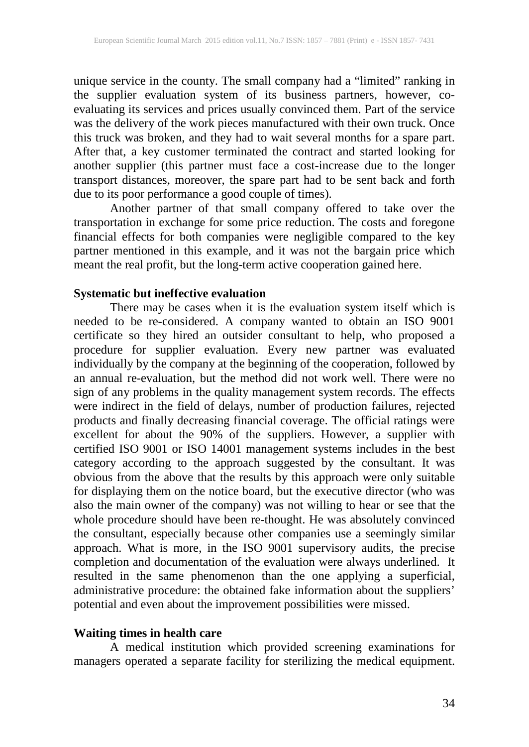unique service in the county. The small company had a "limited" ranking in the supplier evaluation system of its business partners, however, co-evaluating its services and prices usually convinced them. Part of the service was the delivery of the work pieces manufactured with their own truck. Once this truck was broken, and they had to wait several months for a spare part. After that, a key customer terminated the contract and started looking for another supplier (this partner must face a cost-increase due to the longer transport distances, moreover, the spare part had to be sent back and forth due to its poor performance a good couple of times).

Another partner of that small company offered to take over the transportation in exchange for some price reduction. The costs and foregone financial effects for both companies were negligible compared to the key partner mentioned in this example, and it was not the bargain price which meant the real profit, but the long-term active cooperation gained here.

**Systematic but ineffective evaluation**

There may be cases when it is the evaluation system itself which is needed to be re-considered. A company wanted to obtain an ISO 9001 certificate so they hired an outsider consultant to help, who proposed a procedure for supplier evaluation. Every new partner was evaluated individually by the company at the beginning of the cooperation, followed by an annual re-evaluation, but the method did not work well. There were no sign of any problems in the quality management system records. The effects were indirect in the field of delays, number of production failures, rejected products and finally decreasing financial coverage. The official ratings were excellent for about the 90% of the suppliers. However, a supplier with certified ISO 9001 or ISO 14001 management systems includes in the best category according to the approach suggested by the consultant. It was obvious from the above that the results by this approach were only suitable for displaying them on the notice board, but the executive director (who was also the main owner of the company) was not willing to hear or see that the whole procedure should have been re-thought. He was absolutely convinced the consultant, especially because other companies use a seemingly similar approach. What is more, in the ISO 9001 supervisory audits, the precise completion and documentation of the evaluation were always underlined. It resulted in the same phenomenon than the one applying a superficial, administrative procedure: the obtained fake information about the suppliers' potential and even about the improvement possibilities were missed.

**Waiting times in health care**

A medical institution which provided screening examinations for managers operated a separate facility for sterilizing the medical equipment.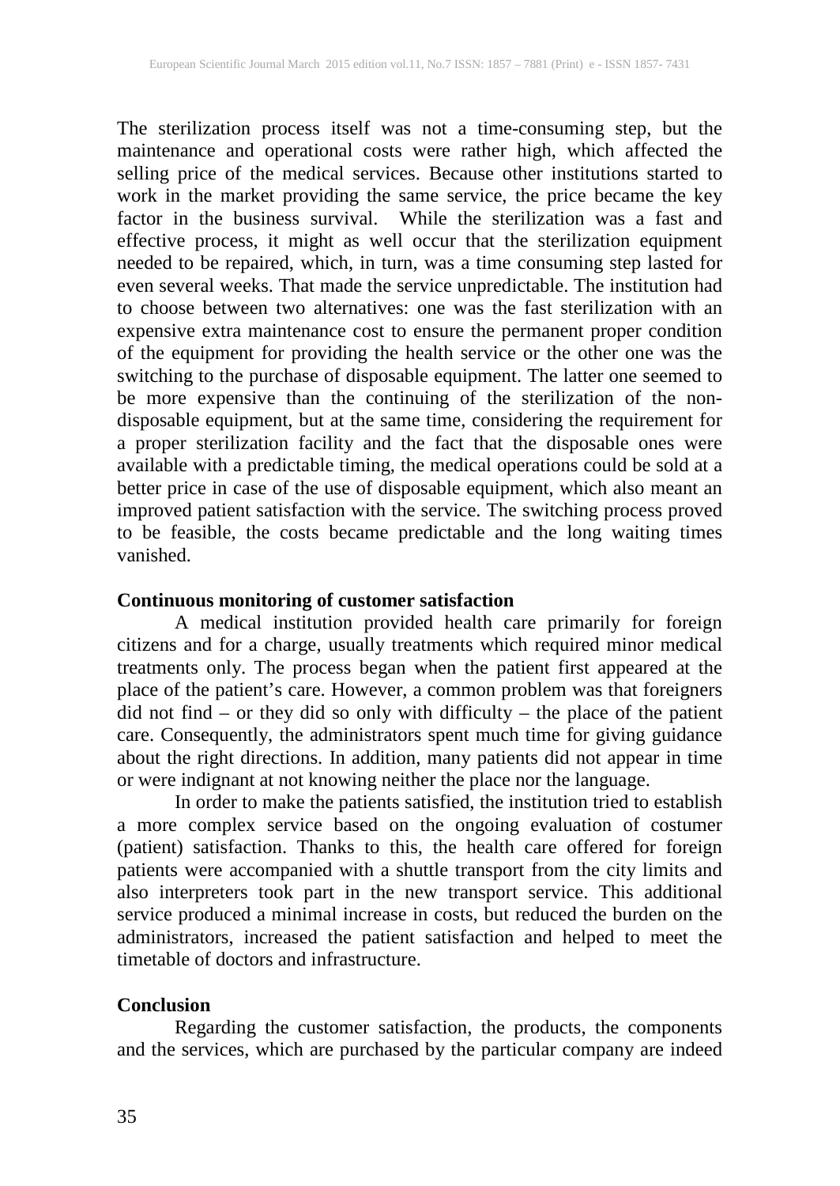The sterilization process itself was not a time-consuming step, but the maintenance and operational costs were rather high, which affected the selling price of the medical services. Because other institutions started to work in the market providing the same service, the price became the key factor in the business survival. While the sterilization was a fast and effective process, it might as well occur that the sterilization equipment needed to be repaired, which, in turn, was a time consuming step lasted for even several weeks. That made the service unpredictable. The institution had to choose between two alternatives: one was the fast sterilization with an expensive extra maintenance cost to ensure the permanent proper condition of the equipment for providing the health service or the other one was the switching to the purchase of disposable equipment. The latter one seemed to be more expensive than the continuing of the sterilization of the non-disposable equipment, but at the same time, considering the requirement for a proper sterilization facility and the fact that the disposable ones were available with a predictable timing, the medical operations could be sold at a better price in case of the use of disposable equipment, which also meant an improved patient satisfaction with the service. The switching process proved to be feasible, the costs became predictable and the long waiting times vanished.

**Continuous monitoring of customer satisfaction**

A medical institution provided health care primarily for foreign citizens and for a charge, usually treatments which required minor medical treatments only. The process began when the patient first appeared at the place of the patient's care. However, a common problem was that foreigners did not find – or they did so only with difficulty – the place of the patient care. Consequently, the administrators spent much time for giving guidance about the right directions. In addition, many patients did not appear in time or were indignant at not knowing neither the place nor the language.

In order to make the patients satisfied, the institution tried to establish a more complex service based on the ongoing evaluation of costumer (patient) satisfaction. Thanks to this, the health care offered for foreign patients were accompanied with a shuttle transport from the city limits and also interpreters took part in the new transport service. This additional service produced a minimal increase in costs, but reduced the burden on the administrators, increased the patient satisfaction and helped to meet the timetable of doctors and infrastructure.

**Conclusion**

Regarding the customer satisfaction, the products, the components and the services, which are purchased by the particular company are indeed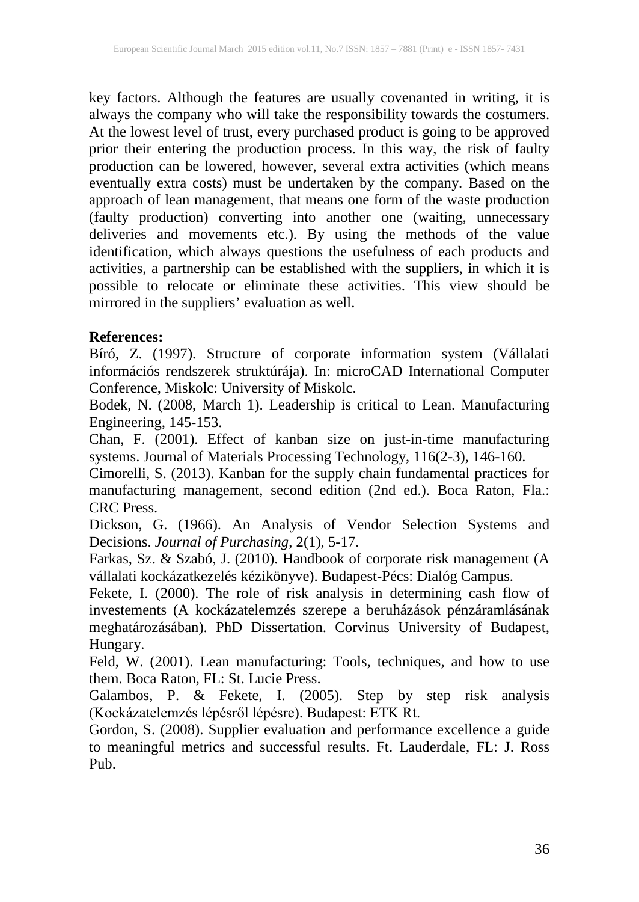key factors. Although the features are usually covenanted in writing, it is always the company who will take the responsibility towards the costumers. At the lowest level of trust, every purchased product is going to be approved prior their entering the production process. In this way, the risk of faulty production can be lowered, however, several extra activities (which means eventually extra costs) must be undertaken by the company. Based on the approach of lean management, that means one form of the waste production (faulty production) converting into another one (waiting, unnecessary deliveries and movements etc.). By using the methods of the value identification, which always questions the usefulness of each products and activities, a partnership can be established with the suppliers, in which it is possible to relocate or eliminate these activities. This view should be mirrored in the suppliers' evaluation as well.

**References:**

Bíró, Z. (1997). Structure of corporate information system (Vállalati információs rendszerek struktúrája). In: microCAD International Computer Conference, Miskolc: University of Miskolc.

Bodek, N. (2008, March 1). Leadership is critical to Lean. Manufacturing Engineering, 145-153.

Chan, F. (2001). Effect of kanban size on just-in-time manufacturing systems. Journal of Materials Processing Technology, 116(2-3), 146-160.

Cimorelli, S. (2013). Kanban for the supply chain fundamental practices for manufacturing management, second edition (2nd ed.). Boca Raton, Fla.: CRC Press.

Dickson, G. (1966). An Analysis of Vendor Selection Systems and Decisions. *Journal of Purchasing*, 2(1), 5-17.

Farkas, Sz. & Szabó, J. (2010). Handbook of corporate risk management (A vállalati kockázatkezelés kézikönyve). Budapest-Pécs: Dialóg Campus.

Fekete, I. (2000). The role of risk analysis in determining cash flow of investements (A kockázatelemzés szerepe a beruházások pénzáramlásának meghatározásában). PhD Dissertation. Corvinus University of Budapest, Hungary.

Feld, W. (2001). Lean manufacturing: Tools, techniques, and how to use them. Boca Raton, FL: St. Lucie Press.

Galambos, P. & Fekete, I. (2005). Step by step risk analysis (Kockázatelemzés lépésről lépésre). Budapest: ETK Rt.

Gordon, S. (2008). Supplier evaluation and performance excellence a guide to meaningful metrics and successful results. Ft. Lauderdale, FL: J. Ross Pub.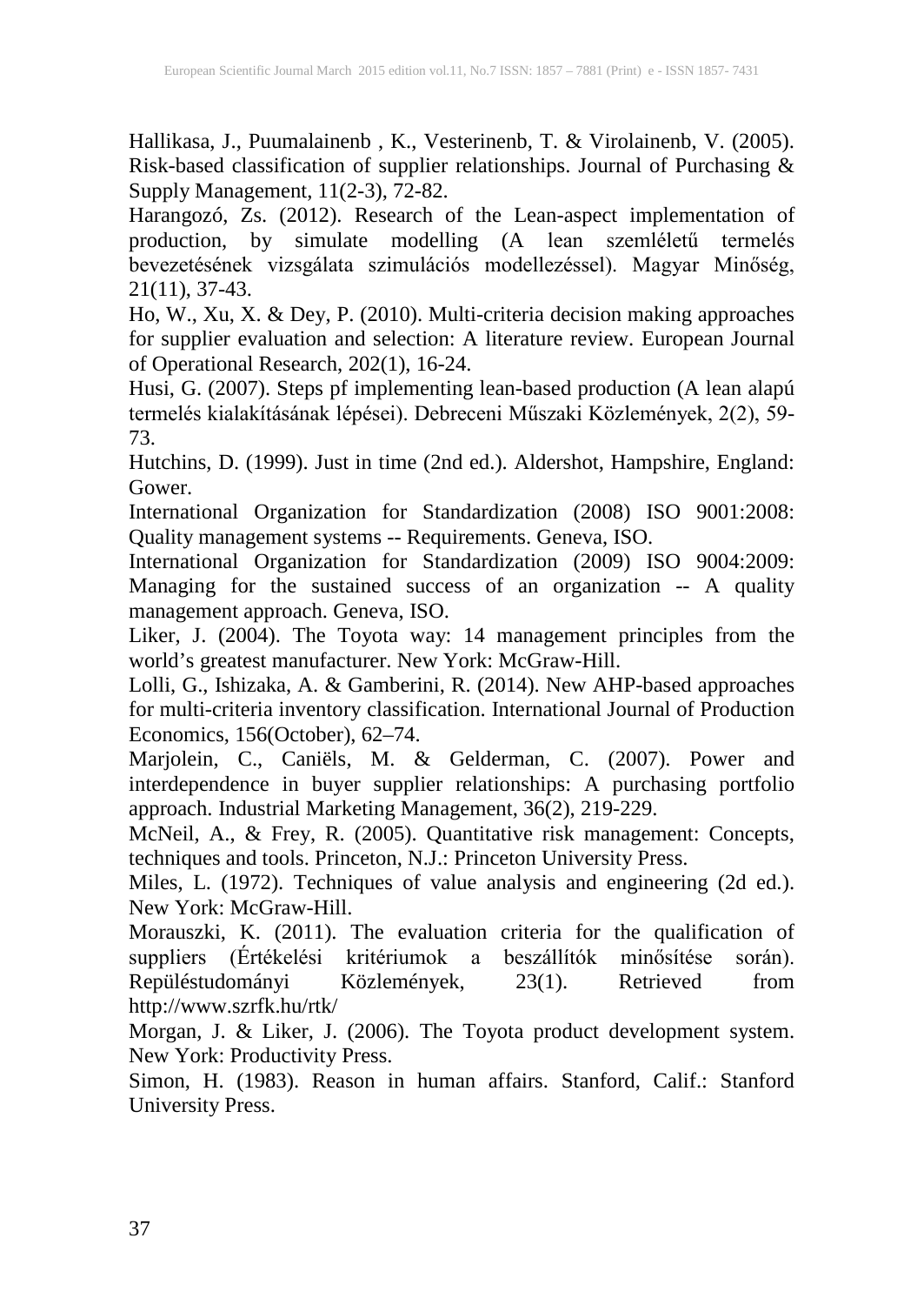Hallikasa, J., Puumalainenb , K., Vesterinenb, T. & Virolainenb, V. (2005). Risk-based classification of supplier relationships. Journal of Purchasing & Supply Management, 11(2-3), 72-82.

Harangozó, Zs. (2012). Research of the Lean-aspect implementation of production, by simulate modelling (A lean szemléletű termelés bevezetésének vizsgálata szimulációs modellezéssel). Magyar Minőség, 21(11), 37-43.

Ho, W., Xu, X. & Dey, P. (2010). Multi-criteria decision making approaches for supplier evaluation and selection: A literature review. European Journal of Operational Research, 202(1), 16-24.

Husi, G. (2007). Steps pf implementing lean-based production (A lean alapú termelés kialakításának lépései). Debreceni Műszaki Közlemények, 2(2), 59-73.

Hutchins, D. (1999). Just in time (2nd ed.). Aldershot, Hampshire, England: Gower.

International Organization for Standardization (2008) ISO 9001:2008: Quality management systems -- Requirements. Geneva, ISO.

International Organization for Standardization (2009) ISO 9004:2009: Managing for the sustained success of an organization -- A quality management approach. Geneva, ISO.

Liker, J. (2004). The Toyota way: 14 management principles from the world's greatest manufacturer. New York: McGraw-Hill.

Lolli, G., Ishizaka, A. & Gamberini, R. (2014). New AHP-based approaches for multi-criteria inventory classification. International Journal of Production Economics, 156(October), 62–74.

Marjolein, C., Caniëls, M. & Gelderman, C. (2007). Power and interdependence in buyer supplier relationships: A purchasing portfolio approach. Industrial Marketing Management, 36(2), 219-229.

McNeil, A., & Frey, R. (2005). Quantitative risk management: Concepts, techniques and tools. Princeton, N.J.: Princeton University Press.

Miles, L. (1972). Techniques of value analysis and engineering (2d ed.). New York: McGraw-Hill.

Morauszki, K. (2011). The evaluation criteria for the qualification of suppliers (Értékelési kritériumok a beszállítók minősítése során). Repüléstudományi Közlemények, 23(1). Retrieved from http://www.szrfk.hu/rtk/

Morgan, J. & Liker, J. (2006). The Toyota product development system. New York: Productivity Press.

Simon, H. (1983). Reason in human affairs. Stanford, Calif.: Stanford University Press.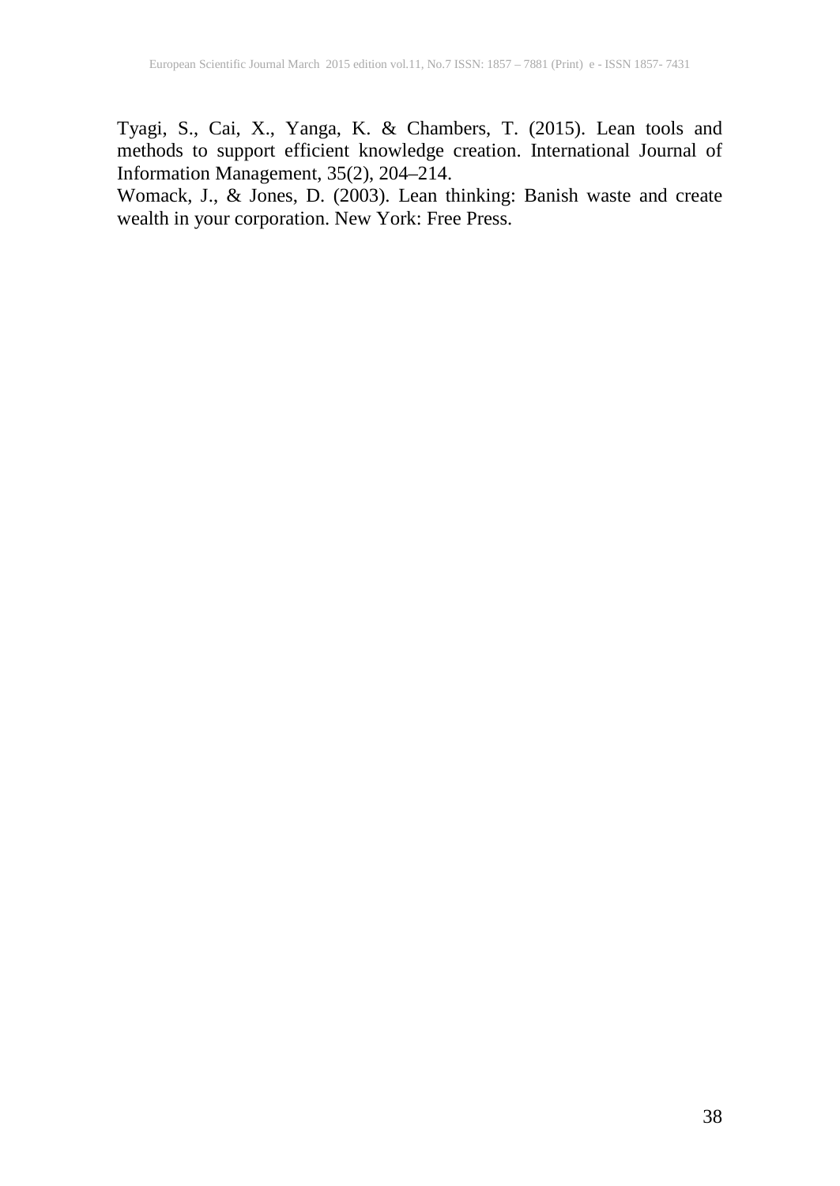Tyagi, S., Cai, X., Yanga, K. & Chambers, T. (2015). Lean tools and methods to support efficient knowledge creation. International Journal of Information Management, 35(2), 204–214.

Womack, J., & Jones, D. (2003). Lean thinking: Banish waste and create wealth in your corporation. New York: Free Press.